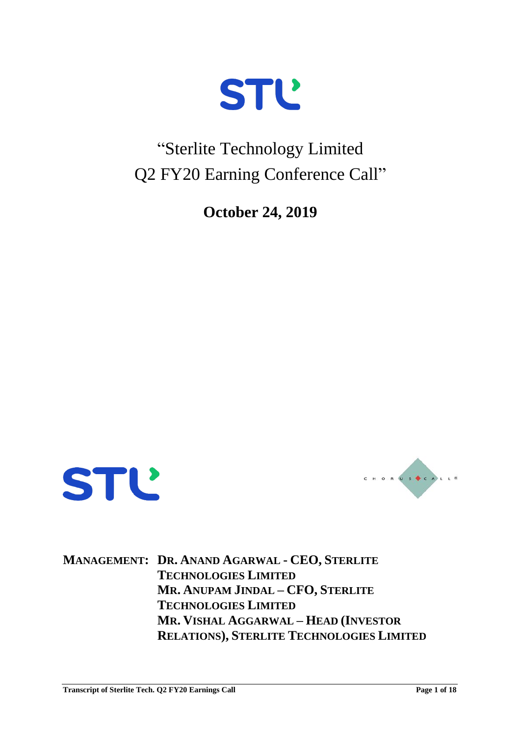# "Sterlite Technology Limited Q2 FY20 Earning Conference Call"

**October 24, 2019**

**MANAGEMENT:** **DR. ANAND AGARWAL - CEO, STERLITE TECHNOLOGIES LIMITED**
**MR. ANUPAM JINDAL – CFO, STERLITE TECHNOLOGIES LIMITED**
**MR. VISHAL AGGARWAL – HEAD (INVESTOR RELATIONS), STERLITE TECHNOLOGIES LIMITED**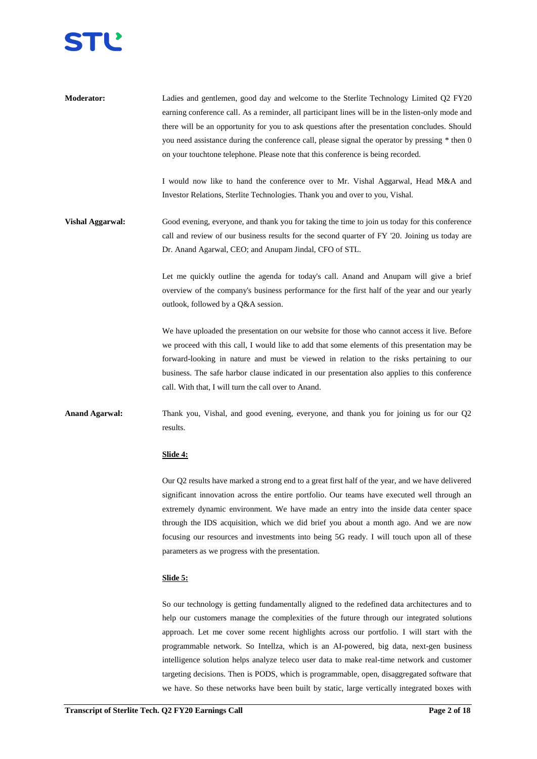**Moderator:** Ladies and gentlemen, good day and welcome to the Sterlite Technology Limited Q2 FY20 earning conference call. As a reminder, all participant lines will be in the listen-only mode and there will be an opportunity for you to ask questions after the presentation concludes. Should you need assistance during the conference call, please signal the operator by pressing * then 0 on your touchtone telephone. Please note that this conference is being recorded.

I would now like to hand the conference over to Mr. Vishal Aggarwal, Head M&A and Investor Relations, Sterlite Technologies. Thank you and over to you, Vishal.

**Vishal Aggarwal:** Good evening, everyone, and thank you for taking the time to join us today for this conference call and review of our business results for the second quarter of FY '20. Joining us today are Dr. Anand Agarwal, CEO; and Anupam Jindal, CFO of STL.

Let me quickly outline the agenda for today's call. Anand and Anupam will give a brief overview of the company's business performance for the first half of the year and our yearly outlook, followed by a Q&A session.

We have uploaded the presentation on our website for those who cannot access it live. Before we proceed with this call, I would like to add that some elements of this presentation may be forward-looking in nature and must be viewed in relation to the risks pertaining to our business. The safe harbor clause indicated in our presentation also applies to this conference call. With that, I will turn the call over to Anand.

**Anand Agarwal:** Thank you, Vishal, and good evening, everyone, and thank you for joining us for our Q2 results.

**Slide 4:**

Our Q2 results have marked a strong end to a great first half of the year, and we have delivered significant innovation across the entire portfolio. Our teams have executed well through an extremely dynamic environment. We have made an entry into the inside data center space through the IDS acquisition, which we did brief you about a month ago. And we are now focusing our resources and investments into being 5G ready. I will touch upon all of these parameters as we progress with the presentation.

**Slide 5:**

So our technology is getting fundamentally aligned to the redefined data architectures and to help our customers manage the complexities of the future through our integrated solutions approach. Let me cover some recent highlights across our portfolio. I will start with the programmable network. So Intellza, which is an AI-powered, big data, next-gen business intelligence solution helps analyze teleco user data to make real-time network and customer targeting decisions. Then is PODS, which is programmable, open, disaggregated software that we have. So these networks have been built by static, large vertically integrated boxes with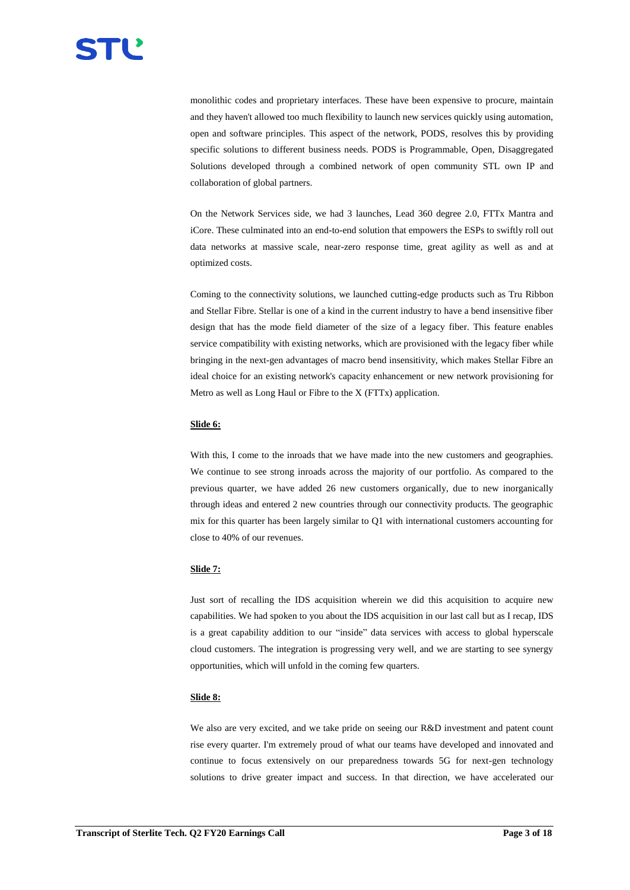monolithic codes and proprietary interfaces. These have been expensive to procure, maintain and they haven't allowed too much flexibility to launch new services quickly using automation, open and software principles. This aspect of the network, PODS, resolves this by providing specific solutions to different business needs. PODS is Programmable, Open, Disaggregated Solutions developed through a combined network of open community STL own IP and collaboration of global partners.

On the Network Services side, we had 3 launches, Lead 360 degree 2.0, FTTx Mantra and iCore. These culminated into an end-to-end solution that empowers the ESPs to swiftly roll out data networks at massive scale, near-zero response time, great agility as well as and at optimized costs.

Coming to the connectivity solutions, we launched cutting-edge products such as Tru Ribbon and Stellar Fibre. Stellar is one of a kind in the current industry to have a bend insensitive fiber design that has the mode field diameter of the size of a legacy fiber. This feature enables service compatibility with existing networks, which are provisioned with the legacy fiber while bringing in the next-gen advantages of macro bend insensitivity, which makes Stellar Fibre an ideal choice for an existing network's capacity enhancement or new network provisioning for Metro as well as Long Haul or Fibre to the X (FTTx) application.

**Slide 6:**

With this, I come to the inroads that we have made into the new customers and geographies. We continue to see strong inroads across the majority of our portfolio. As compared to the previous quarter, we have added 26 new customers organically, due to new inorganically through ideas and entered 2 new countries through our connectivity products. The geographic mix for this quarter has been largely similar to Q1 with international customers accounting for close to 40% of our revenues.

**Slide 7:**

Just sort of recalling the IDS acquisition wherein we did this acquisition to acquire new capabilities. We had spoken to you about the IDS acquisition in our last call but as I recap, IDS is a great capability addition to our "inside" data services with access to global hyperscale cloud customers. The integration is progressing very well, and we are starting to see synergy opportunities, which will unfold in the coming few quarters.

**Slide 8:**

We also are very excited, and we take pride on seeing our R&D investment and patent count rise every quarter. I'm extremely proud of what our teams have developed and innovated and continue to focus extensively on our preparedness towards 5G for next-gen technology solutions to drive greater impact and success. In that direction, we have accelerated our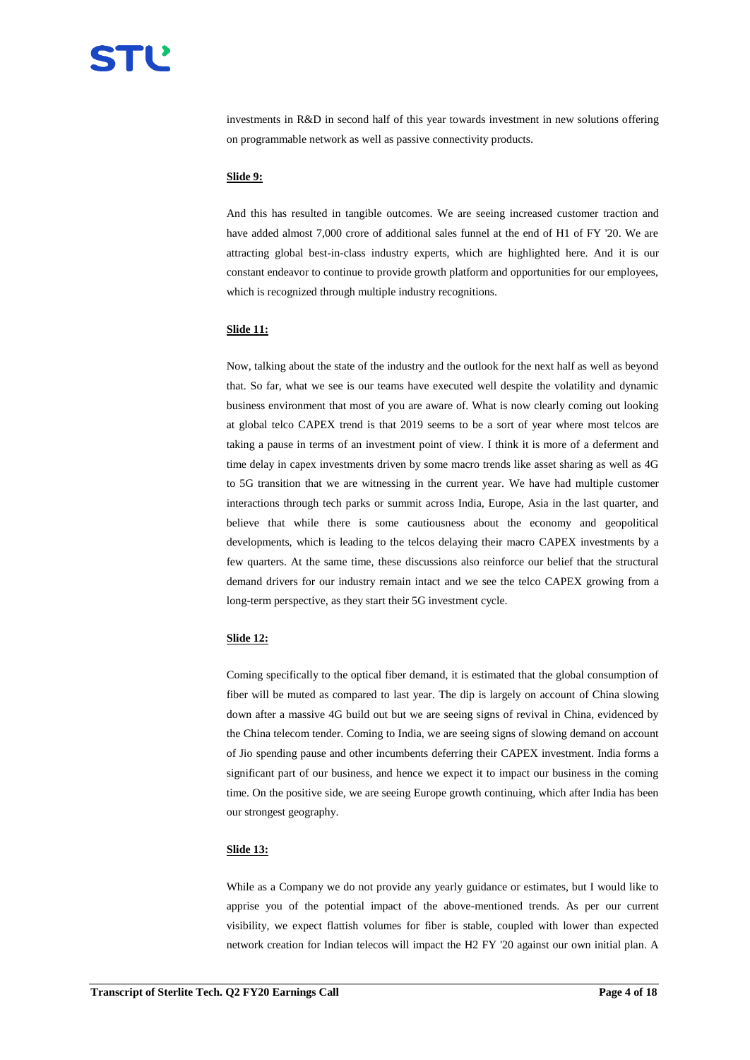investments in R&D in second half of this year towards investment in new solutions offering on programmable network as well as passive connectivity products.

**Slide 9:**

And this has resulted in tangible outcomes. We are seeing increased customer traction and have added almost 7,000 crore of additional sales funnel at the end of H1 of FY '20. We are attracting global best-in-class industry experts, which are highlighted here. And it is our constant endeavor to continue to provide growth platform and opportunities for our employees, which is recognized through multiple industry recognitions.

**Slide 11:**

Now, talking about the state of the industry and the outlook for the next half as well as beyond that. So far, what we see is our teams have executed well despite the volatility and dynamic business environment that most of you are aware of. What is now clearly coming out looking at global telco CAPEX trend is that 2019 seems to be a sort of year where most telcos are taking a pause in terms of an investment point of view. I think it is more of a deferment and time delay in capex investments driven by some macro trends like asset sharing as well as 4G to 5G transition that we are witnessing in the current year. We have had multiple customer interactions through tech parks or summit across India, Europe, Asia in the last quarter, and believe that while there is some cautiousness about the economy and geopolitical developments, which is leading to the telcos delaying their macro CAPEX investments by a few quarters. At the same time, these discussions also reinforce our belief that the structural demand drivers for our industry remain intact and we see the telco CAPEX growing from a long-term perspective, as they start their 5G investment cycle.

**Slide 12:**

Coming specifically to the optical fiber demand, it is estimated that the global consumption of fiber will be muted as compared to last year. The dip is largely on account of China slowing down after a massive 4G build out but we are seeing signs of revival in China, evidenced by the China telecom tender. Coming to India, we are seeing signs of slowing demand on account of Jio spending pause and other incumbents deferring their CAPEX investment. India forms a significant part of our business, and hence we expect it to impact our business in the coming time. On the positive side, we are seeing Europe growth continuing, which after India has been our strongest geography.

**Slide 13:**

While as a Company we do not provide any yearly guidance or estimates, but I would like to apprise you of the potential impact of the above-mentioned trends. As per our current visibility, we expect flattish volumes for fiber is stable, coupled with lower than expected network creation for Indian telecos will impact the H2 FY '20 against our own initial plan. A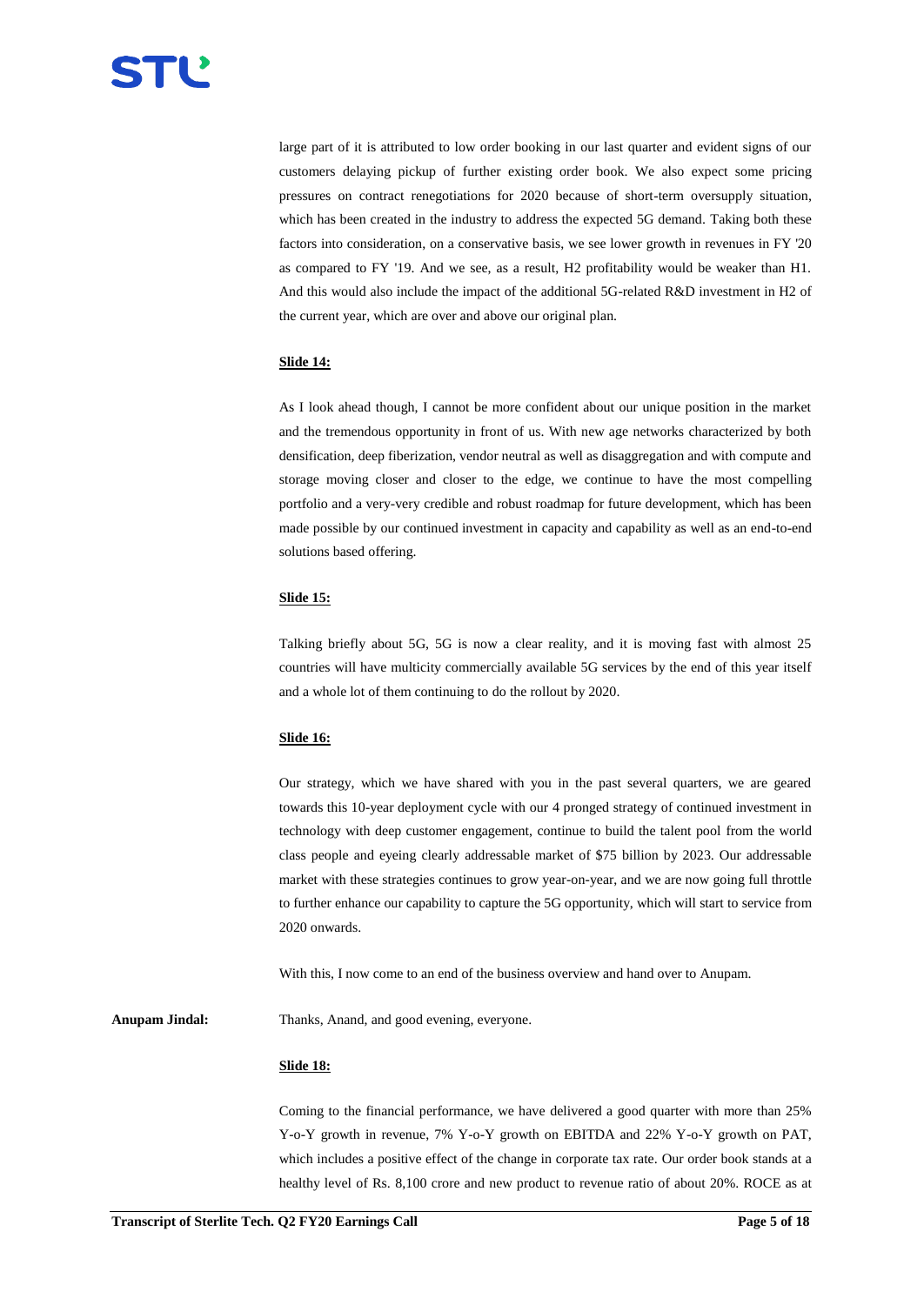large part of it is attributed to low order booking in our last quarter and evident signs of our customers delaying pickup of further existing order book. We also expect some pricing pressures on contract renegotiations for 2020 because of short-term oversupply situation, which has been created in the industry to address the expected 5G demand. Taking both these factors into consideration, on a conservative basis, we see lower growth in revenues in FY '20 as compared to FY '19. And we see, as a result, H2 profitability would be weaker than H1. And this would also include the impact of the additional 5G-related R&D investment in H2 of the current year, which are over and above our original plan.

**Slide 14:**

As I look ahead though, I cannot be more confident about our unique position in the market and the tremendous opportunity in front of us. With new age networks characterized by both densification, deep fiberization, vendor neutral as well as disaggregation and with compute and storage moving closer and closer to the edge, we continue to have the most compelling portfolio and a very-very credible and robust roadmap for future development, which has been made possible by our continued investment in capacity and capability as well as an end-to-end solutions based offering.

**Slide 15:**

Talking briefly about 5G, 5G is now a clear reality, and it is moving fast with almost 25 countries will have multicity commercially available 5G services by the end of this year itself and a whole lot of them continuing to do the rollout by 2020.

**Slide 16:**

Our strategy, which we have shared with you in the past several quarters, we are geared towards this 10-year deployment cycle with our 4 pronged strategy of continued investment in technology with deep customer engagement, continue to build the talent pool from the world class people and eyeing clearly addressable market of $75 billion by 2023. Our addressable market with these strategies continues to grow year-on-year, and we are now going full throttle to further enhance our capability to capture the 5G opportunity, which will start to service from 2020 onwards.

With this, I now come to an end of the business overview and hand over to Anupam.

**Anupam Jindal:** Thanks, Anand, and good evening, everyone.

**Slide 18:**

Coming to the financial performance, we have delivered a good quarter with more than 25% Y-o-Y growth in revenue, 7% Y-o-Y growth on EBITDA and 22% Y-o-Y growth on PAT, which includes a positive effect of the change in corporate tax rate. Our order book stands at a healthy level of Rs. 8,100 crore and new product to revenue ratio of about 20%. ROCE as at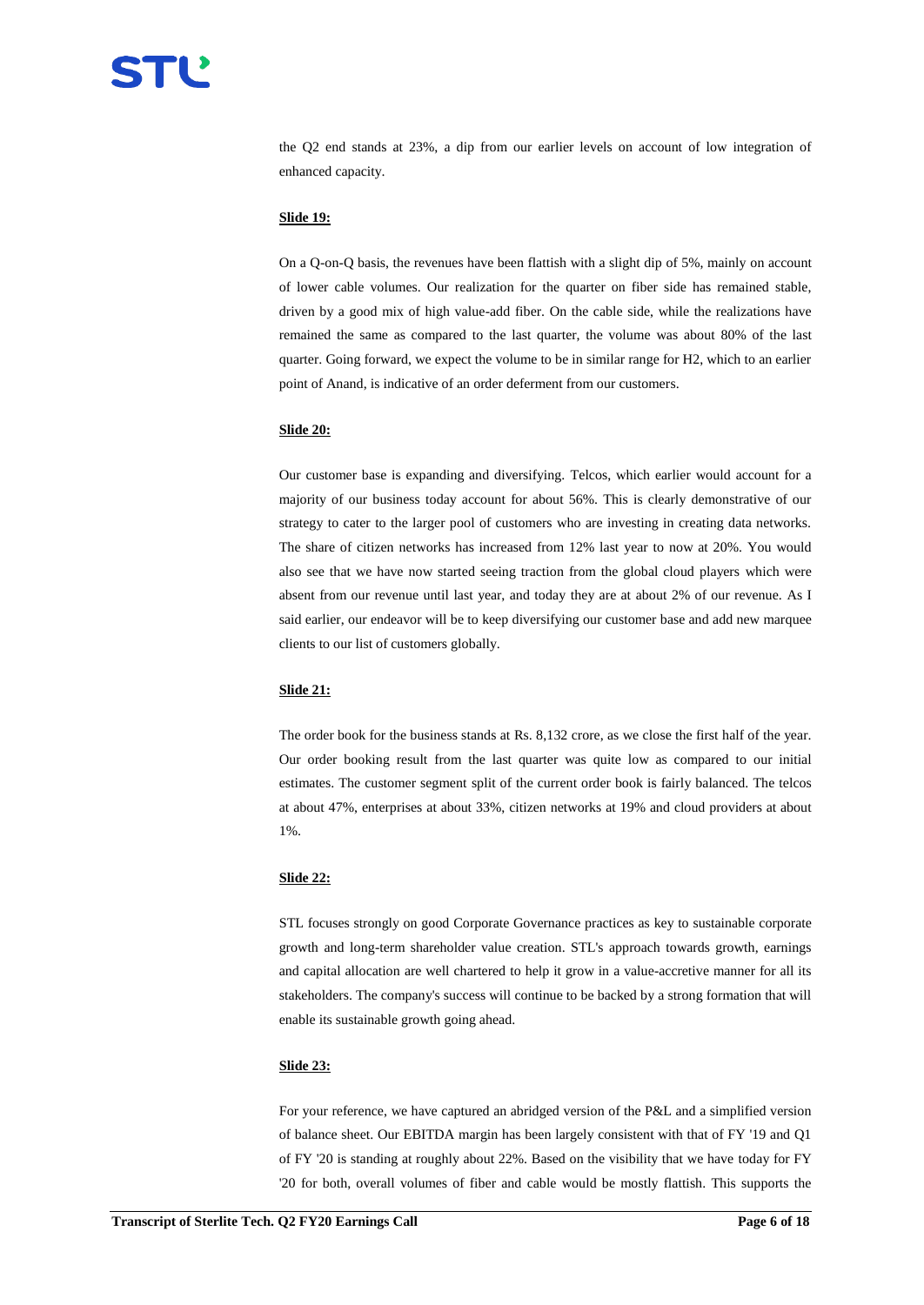the Q2 end stands at 23%, a dip from our earlier levels on account of low integration of enhanced capacity.

**Slide 19:**

On a Q-on-Q basis, the revenues have been flattish with a slight dip of 5%, mainly on account of lower cable volumes. Our realization for the quarter on fiber side has remained stable, driven by a good mix of high value-add fiber. On the cable side, while the realizations have remained the same as compared to the last quarter, the volume was about 80% of the last quarter. Going forward, we expect the volume to be in similar range for H2, which to an earlier point of Anand, is indicative of an order deferment from our customers.

**Slide 20:**

Our customer base is expanding and diversifying. Telcos, which earlier would account for a majority of our business today account for about 56%. This is clearly demonstrative of our strategy to cater to the larger pool of customers who are investing in creating data networks. The share of citizen networks has increased from 12% last year to now at 20%. You would also see that we have now started seeing traction from the global cloud players which were absent from our revenue until last year, and today they are at about 2% of our revenue. As I said earlier, our endeavor will be to keep diversifying our customer base and add new marquee clients to our list of customers globally.

**Slide 21:**

The order book for the business stands at Rs. 8,132 crore, as we close the first half of the year. Our order booking result from the last quarter was quite low as compared to our initial estimates. The customer segment split of the current order book is fairly balanced. The telcos at about 47%, enterprises at about 33%, citizen networks at 19% and cloud providers at about 1%.

**Slide 22:**

STL focuses strongly on good Corporate Governance practices as key to sustainable corporate growth and long-term shareholder value creation. STL's approach towards growth, earnings and capital allocation are well chartered to help it grow in a value-accretive manner for all its stakeholders. The company's success will continue to be backed by a strong formation that will enable its sustainable growth going ahead.

**Slide 23:**

For your reference, we have captured an abridged version of the P&L and a simplified version of balance sheet. Our EBITDA margin has been largely consistent with that of FY '19 and Q1 of FY '20 is standing at roughly about 22%. Based on the visibility that we have today for FY '20 for both, overall volumes of fiber and cable would be mostly flattish. This supports the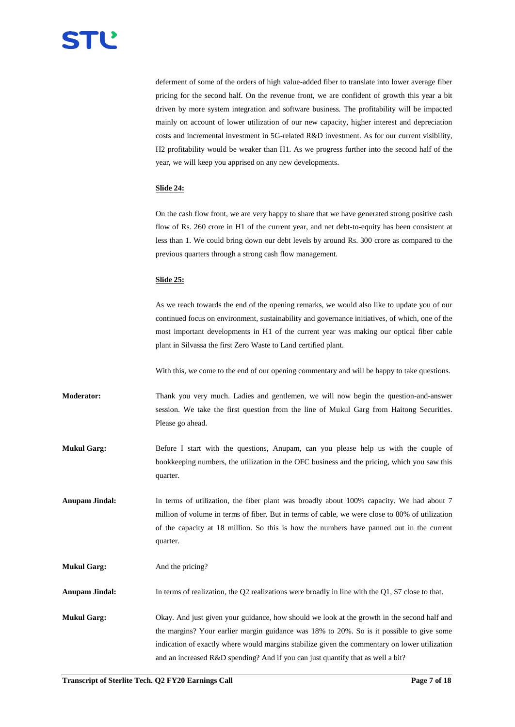deferment of some of the orders of high value-added fiber to translate into lower average fiber pricing for the second half. On the revenue front, we are confident of growth this year a bit driven by more system integration and software business. The profitability will be impacted mainly on account of lower utilization of our new capacity, higher interest and depreciation costs and incremental investment in 5G-related R&D investment. As for our current visibility, H2 profitability would be weaker than H1. As we progress further into the second half of the year, we will keep you apprised on any new developments.

**Slide 24:**

On the cash flow front, we are very happy to share that we have generated strong positive cash flow of Rs. 260 crore in H1 of the current year, and net debt-to-equity has been consistent at less than 1. We could bring down our debt levels by around Rs. 300 crore as compared to the previous quarters through a strong cash flow management.

**Slide 25:**

As we reach towards the end of the opening remarks, we would also like to update you of our continued focus on environment, sustainability and governance initiatives, of which, one of the most important developments in H1 of the current year was making our optical fiber cable plant in Silvassa the first Zero Waste to Land certified plant.

With this, we come to the end of our opening commentary and will be happy to take questions.

**Moderator:** Thank you very much. Ladies and gentlemen, we will now begin the question-and-answer session. We take the first question from the line of Mukul Garg from Haitong Securities. Please go ahead.

**Mukul Garg:** Before I start with the questions, Anupam, can you please help us with the couple of bookkeeping numbers, the utilization in the OFC business and the pricing, which you saw this quarter.

**Anupam Jindal:** In terms of utilization, the fiber plant was broadly about 100% capacity. We had about 7 million of volume in terms of fiber. But in terms of cable, we were close to 80% of utilization of the capacity at 18 million. So this is how the numbers have panned out in the current quarter.

**Mukul Garg:** And the pricing?

**Anupam Jindal:** In terms of realization, the Q2 realizations were broadly in line with the Q1, $7 close to that.

**Mukul Garg:** Okay. And just given your guidance, how should we look at the growth in the second half and the margins? Your earlier margin guidance was 18% to 20%. So is it possible to give some indication of exactly where would margins stabilize given the commentary on lower utilization and an increased R&D spending? And if you can just quantify that as well a bit?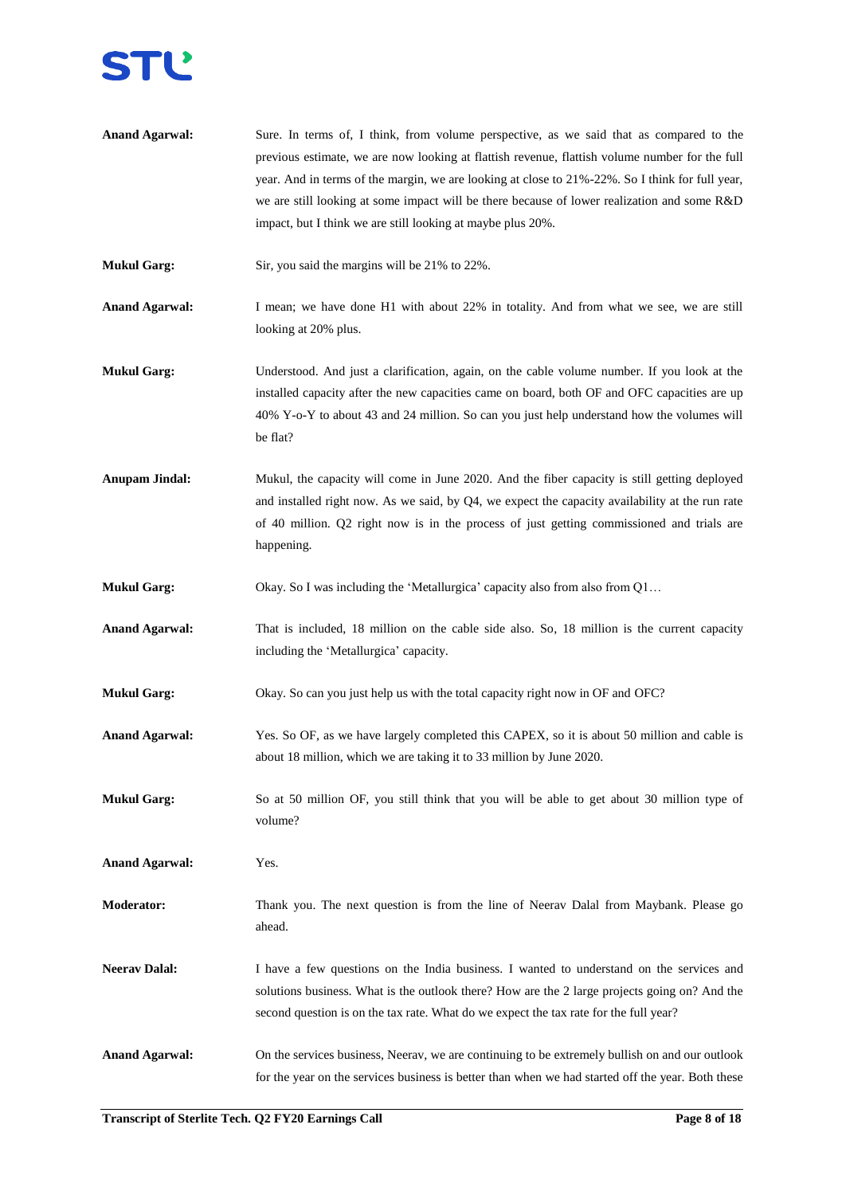**Anand Agarwal:** Sure. In terms of, I think, from volume perspective, as we said that as compared to the previous estimate, we are now looking at flattish revenue, flattish volume number for the full year. And in terms of the margin, we are looking at close to 21%-22%. So I think for full year, we are still looking at some impact will be there because of lower realization and some R&D impact, but I think we are still looking at maybe plus 20%.

**Mukul Garg:** Sir, you said the margins will be 21% to 22%.

**Anand Agarwal:** I mean; we have done H1 with about 22% in totality. And from what we see, we are still looking at 20% plus.

**Mukul Garg:** Understood. And just a clarification, again, on the cable volume number. If you look at the installed capacity after the new capacities came on board, both OF and OFC capacities are up 40% Y-o-Y to about 43 and 24 million. So can you just help understand how the volumes will be flat?

**Anupam Jindal:** Mukul, the capacity will come in June 2020. And the fiber capacity is still getting deployed and installed right now. As we said, by Q4, we expect the capacity availability at the run rate of 40 million. Q2 right now is in the process of just getting commissioned and trials are happening.

**Mukul Garg:** Okay. So I was including the 'Metallurgica' capacity also from also from Q1…

**Anand Agarwal:** That is included, 18 million on the cable side also. So, 18 million is the current capacity including the 'Metallurgica' capacity.

**Mukul Garg:** Okay. So can you just help us with the total capacity right now in OF and OFC?

**Anand Agarwal:** Yes. So OF, as we have largely completed this CAPEX, so it is about 50 million and cable is about 18 million, which we are taking it to 33 million by June 2020.

**Mukul Garg:** So at 50 million OF, you still think that you will be able to get about 30 million type of volume?

**Anand Agarwal:** Yes.

**Moderator:** Thank you. The next question is from the line of Neerav Dalal from Maybank. Please go ahead.

**Neerav Dalal:** I have a few questions on the India business. I wanted to understand on the services and solutions business. What is the outlook there? How are the 2 large projects going on? And the second question is on the tax rate. What do we expect the tax rate for the full year?

**Anand Agarwal:** On the services business, Neerav, we are continuing to be extremely bullish on and our outlook for the year on the services business is better than when we had started off the year. Both these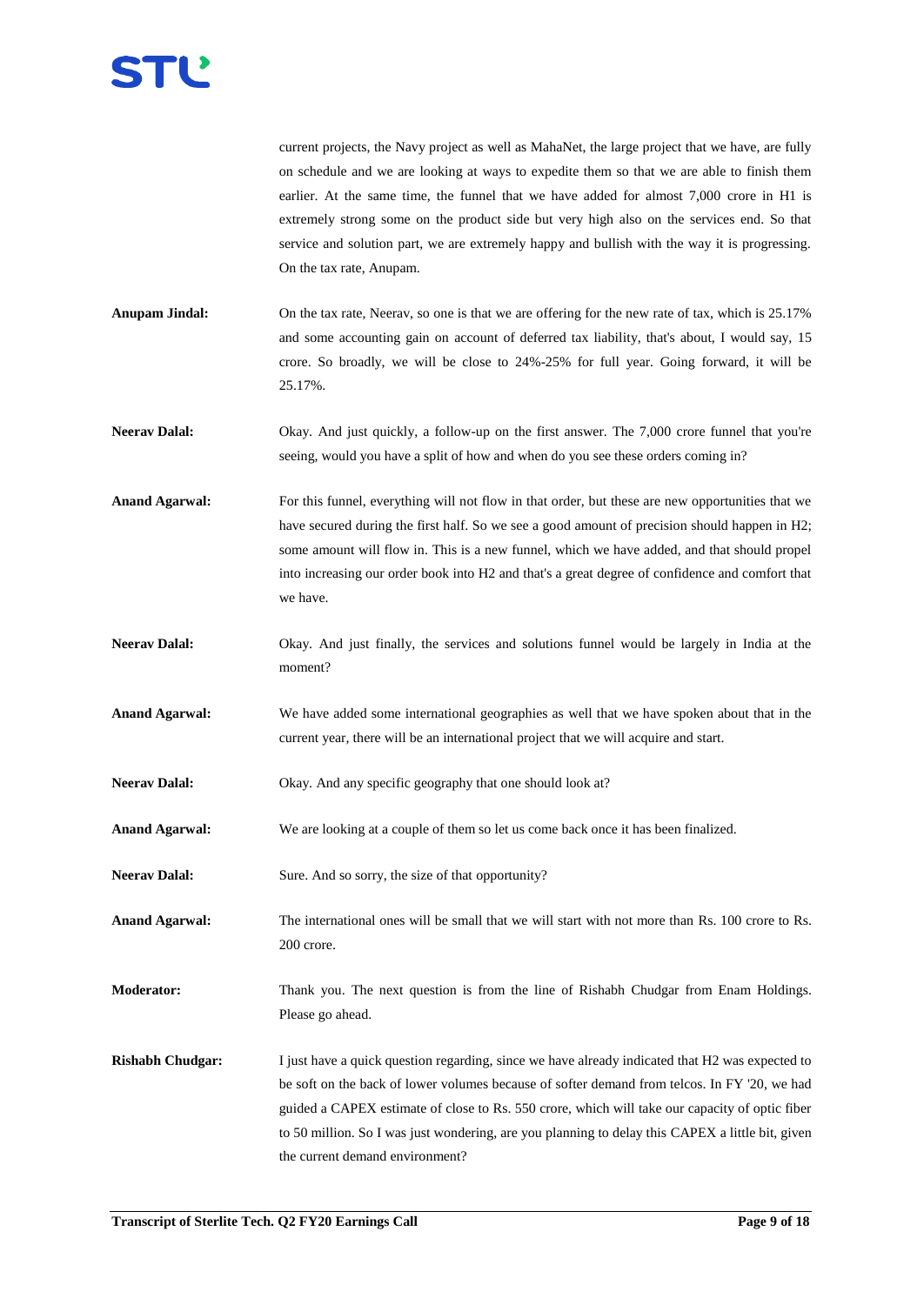current projects, the Navy project as well as MahaNet, the large project that we have, are fully on schedule and we are looking at ways to expedite them so that we are able to finish them earlier. At the same time, the funnel that we have added for almost 7,000 crore in H1 is extremely strong some on the product side but very high also on the services end. So that service and solution part, we are extremely happy and bullish with the way it is progressing. On the tax rate, Anupam.

**Anupam Jindal:** On the tax rate, Neerav, so one is that we are offering for the new rate of tax, which is 25.17% and some accounting gain on account of deferred tax liability, that's about, I would say, 15 crore. So broadly, we will be close to 24%-25% for full year. Going forward, it will be 25.17%.

**Neerav Dalal:** Okay. And just quickly, a follow-up on the first answer. The 7,000 crore funnel that you're seeing, would you have a split of how and when do you see these orders coming in?

**Anand Agarwal:** For this funnel, everything will not flow in that order, but these are new opportunities that we have secured during the first half. So we see a good amount of precision should happen in H2; some amount will flow in. This is a new funnel, which we have added, and that should propel into increasing our order book into H2 and that's a great degree of confidence and comfort that we have.

**Neerav Dalal:** Okay. And just finally, the services and solutions funnel would be largely in India at the moment?

**Anand Agarwal:** We have added some international geographies as well that we have spoken about that in the current year, there will be an international project that we will acquire and start.

**Neerav Dalal:** Okay. And any specific geography that one should look at?

**Anand Agarwal:** We are looking at a couple of them so let us come back once it has been finalized.

**Neerav Dalal:** Sure. And so sorry, the size of that opportunity?

**Anand Agarwal:** The international ones will be small that we will start with not more than Rs. 100 crore to Rs. 200 crore.

**Moderator:** Thank you. The next question is from the line of Rishabh Chudgar from Enam Holdings. Please go ahead.

**Rishabh Chudgar:** I just have a quick question regarding, since we have already indicated that H2 was expected to be soft on the back of lower volumes because of softer demand from telcos. In FY '20, we had guided a CAPEX estimate of close to Rs. 550 crore, which will take our capacity of optic fiber to 50 million. So I was just wondering, are you planning to delay this CAPEX a little bit, given the current demand environment?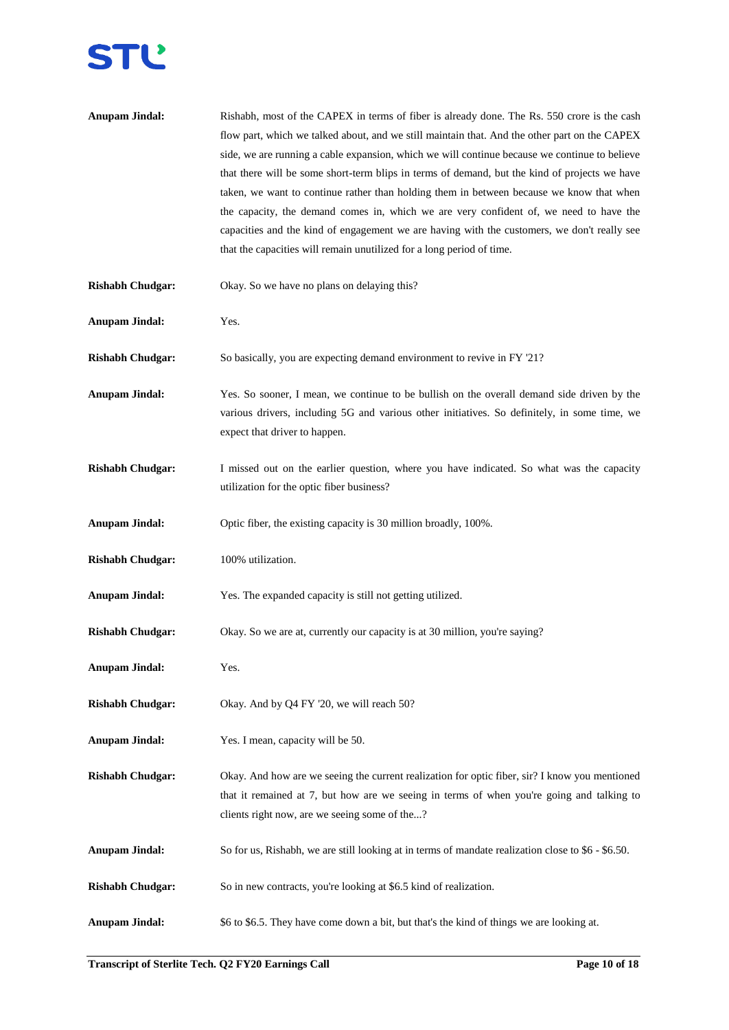**Anupam Jindal:** Rishabh, most of the CAPEX in terms of fiber is already done. The Rs. 550 crore is the cash flow part, which we talked about, and we still maintain that. And the other part on the CAPEX side, we are running a cable expansion, which we will continue because we continue to believe that there will be some short-term blips in terms of demand, but the kind of projects we have taken, we want to continue rather than holding them in between because we know that when the capacity, the demand comes in, which we are very confident of, we need to have the capacities and the kind of engagement we are having with the customers, we don't really see that the capacities will remain unutilized for a long period of time.

**Rishabh Chudgar:** Okay. So we have no plans on delaying this?

**Anupam Jindal:** Yes.

**Rishabh Chudgar:** So basically, you are expecting demand environment to revive in FY '21?

**Anupam Jindal:** Yes. So sooner, I mean, we continue to be bullish on the overall demand side driven by the various drivers, including 5G and various other initiatives. So definitely, in some time, we expect that driver to happen.

**Rishabh Chudgar:** I missed out on the earlier question, where you have indicated. So what was the capacity utilization for the optic fiber business?

**Anupam Jindal:** Optic fiber, the existing capacity is 30 million broadly, 100%.

**Rishabh Chudgar:** 100% utilization.

**Anupam Jindal:** Yes. The expanded capacity is still not getting utilized.

**Rishabh Chudgar:** Okay. So we are at, currently our capacity is at 30 million, you're saying?

**Anupam Jindal:** Yes.

**Rishabh Chudgar:** Okay. And by Q4 FY '20, we will reach 50?

**Anupam Jindal:** Yes. I mean, capacity will be 50.

**Rishabh Chudgar:** Okay. And how are we seeing the current realization for optic fiber, sir? I know you mentioned that it remained at 7, but how are we seeing in terms of when you're going and talking to clients right now, are we seeing some of the...?

**Anupam Jindal:** So for us, Rishabh, we are still looking at in terms of mandate realization close to $6 - $6.50.

**Rishabh Chudgar:** So in new contracts, you're looking at $6.5 kind of realization.

**Anupam Jindal:** $6 to $6.5. They have come down a bit, but that's the kind of things we are looking at.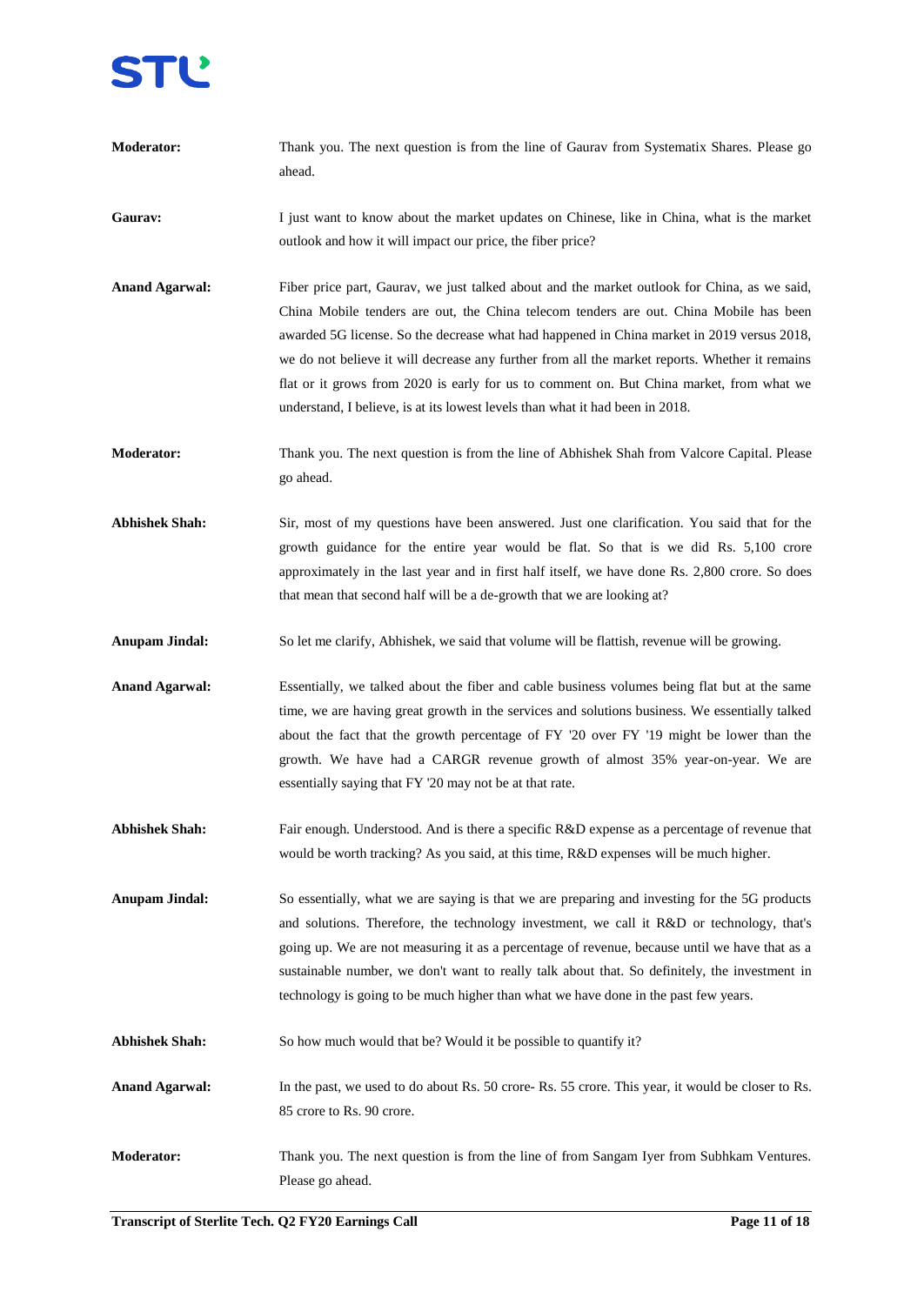**Moderator:** Thank you. The next question is from the line of Gaurav from Systematix Shares. Please go ahead.

**Gaurav:** I just want to know about the market updates on Chinese, like in China, what is the market outlook and how it will impact our price, the fiber price?

**Anand Agarwal:** Fiber price part, Gaurav, we just talked about and the market outlook for China, as we said, China Mobile tenders are out, the China telecom tenders are out. China Mobile has been awarded 5G license. So the decrease what had happened in China market in 2019 versus 2018, we do not believe it will decrease any further from all the market reports. Whether it remains flat or it grows from 2020 is early for us to comment on. But China market, from what we understand, I believe, is at its lowest levels than what it had been in 2018.

**Moderator:** Thank you. The next question is from the line of Abhishek Shah from Valcore Capital. Please go ahead.

**Abhishek Shah:** Sir, most of my questions have been answered. Just one clarification. You said that for the growth guidance for the entire year would be flat. So that is we did Rs. 5,100 crore approximately in the last year and in first half itself, we have done Rs. 2,800 crore. So does that mean that second half will be a de-growth that we are looking at?

**Anupam Jindal:** So let me clarify, Abhishek, we said that volume will be flattish, revenue will be growing.

**Anand Agarwal:** Essentially, we talked about the fiber and cable business volumes being flat but at the same time, we are having great growth in the services and solutions business. We essentially talked about the fact that the growth percentage of FY '20 over FY '19 might be lower than the growth. We have had a CARGR revenue growth of almost 35% year-on-year. We are essentially saying that FY '20 may not be at that rate.

**Abhishek Shah:** Fair enough. Understood. And is there a specific R&D expense as a percentage of revenue that would be worth tracking? As you said, at this time, R&D expenses will be much higher.

**Anupam Jindal:** So essentially, what we are saying is that we are preparing and investing for the 5G products and solutions. Therefore, the technology investment, we call it R&D or technology, that's going up. We are not measuring it as a percentage of revenue, because until we have that as a sustainable number, we don't want to really talk about that. So definitely, the investment in technology is going to be much higher than what we have done in the past few years.

**Abhishek Shah:** So how much would that be? Would it be possible to quantify it?

**Anand Agarwal:** In the past, we used to do about Rs. 50 crore- Rs. 55 crore. This year, it would be closer to Rs. 85 crore to Rs. 90 crore.

**Moderator:** Thank you. The next question is from the line of from Sangam Iyer from Subhkam Ventures. Please go ahead.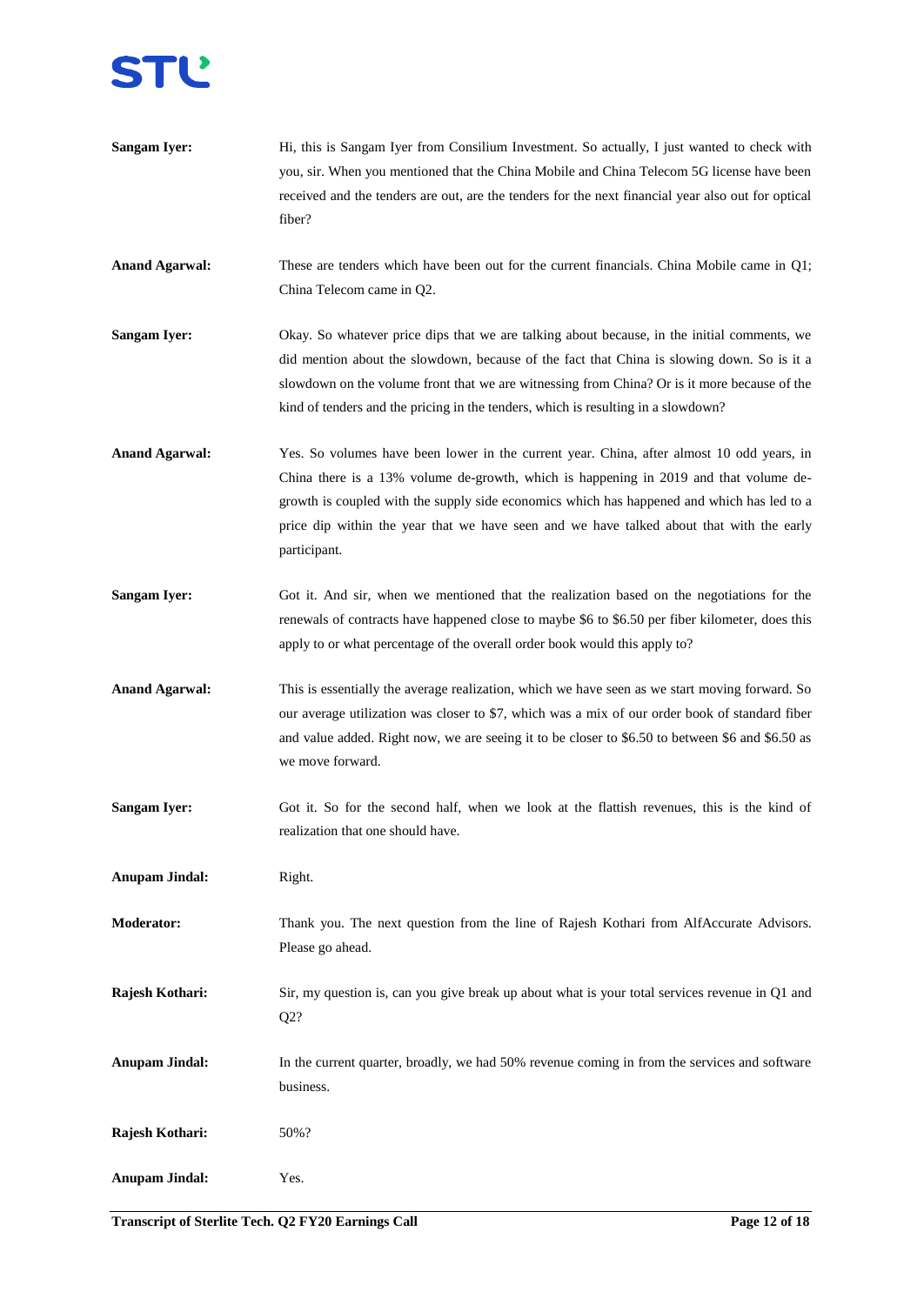**Sangam Iyer:** Hi, this is Sangam Iyer from Consilium Investment. So actually, I just wanted to check with you, sir. When you mentioned that the China Mobile and China Telecom 5G license have been received and the tenders are out, are the tenders for the next financial year also out for optical fiber?

**Anand Agarwal:** These are tenders which have been out for the current financials. China Mobile came in Q1; China Telecom came in Q2.

**Sangam Iyer:** Okay. So whatever price dips that we are talking about because, in the initial comments, we did mention about the slowdown, because of the fact that China is slowing down. So is it a slowdown on the volume front that we are witnessing from China? Or is it more because of the kind of tenders and the pricing in the tenders, which is resulting in a slowdown?

**Anand Agarwal:** Yes. So volumes have been lower in the current year. China, after almost 10 odd years, in China there is a 13% volume de-growth, which is happening in 2019 and that volume de-growth is coupled with the supply side economics which has happened and which has led to a price dip within the year that we have seen and we have talked about that with the early participant.

**Sangam Iyer:** Got it. And sir, when we mentioned that the realization based on the negotiations for the renewals of contracts have happened close to maybe $6 to $6.50 per fiber kilometer, does this apply to or what percentage of the overall order book would this apply to?

**Anand Agarwal:** This is essentially the average realization, which we have seen as we start moving forward. So our average utilization was closer to $7, which was a mix of our order book of standard fiber and value added. Right now, we are seeing it to be closer to $6.50 to between $6 and $6.50 as we move forward.

**Sangam Iyer:** Got it. So for the second half, when we look at the flattish revenues, this is the kind of realization that one should have.

**Anupam Jindal:** Right.

**Moderator:** Thank you. The next question from the line of Rajesh Kothari from AlfAccurate Advisors. Please go ahead.

**Rajesh Kothari:** Sir, my question is, can you give break up about what is your total services revenue in Q1 and Q2?

**Anupam Jindal:** In the current quarter, broadly, we had 50% revenue coming in from the services and software business.

**Rajesh Kothari:** 50%?

**Anupam Jindal:** Yes.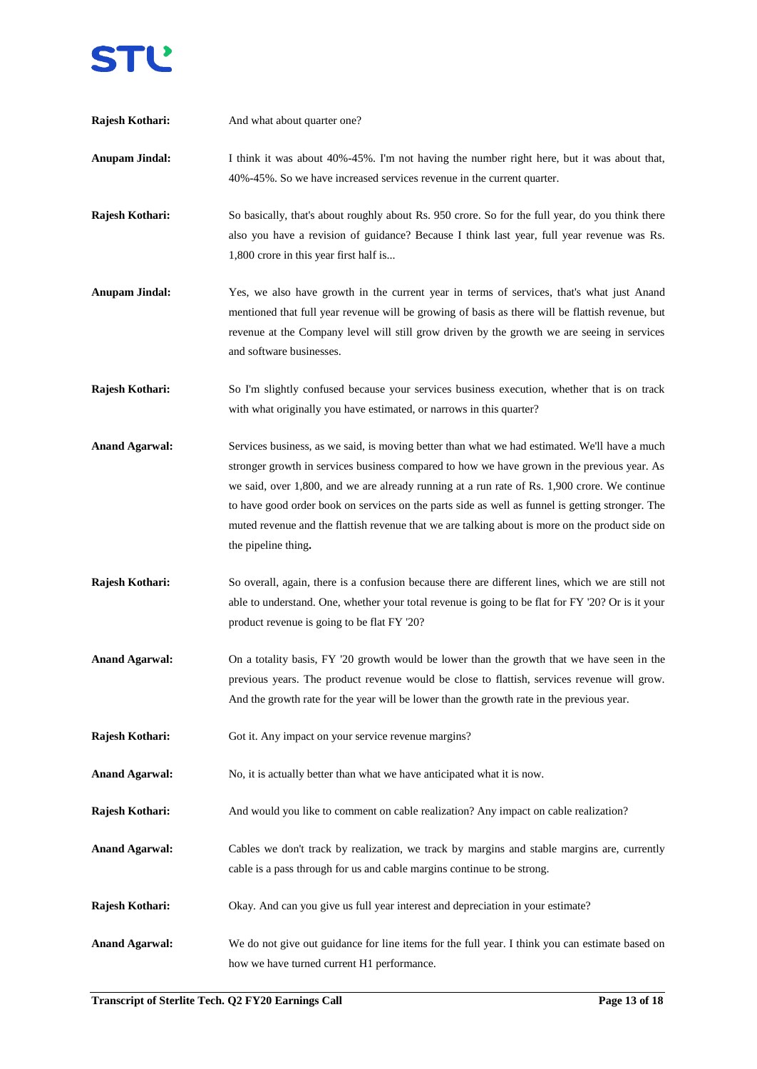**Rajesh Kothari:** And what about quarter one?

**Anupam Jindal:** I think it was about 40%-45%. I'm not having the number right here, but it was about that, 40%-45%. So we have increased services revenue in the current quarter.

**Rajesh Kothari:** So basically, that's about roughly about Rs. 950 crore. So for the full year, do you think there also you have a revision of guidance? Because I think last year, full year revenue was Rs. 1,800 crore in this year first half is...

**Anupam Jindal:** Yes, we also have growth in the current year in terms of services, that's what just Anand mentioned that full year revenue will be growing of basis as there will be flattish revenue, but revenue at the Company level will still grow driven by the growth we are seeing in services and software businesses.

**Rajesh Kothari:** So I'm slightly confused because your services business execution, whether that is on track with what originally you have estimated, or narrows in this quarter?

**Anand Agarwal:** Services business, as we said, is moving better than what we had estimated. We'll have a much stronger growth in services business compared to how we have grown in the previous year. As we said, over 1,800, and we are already running at a run rate of Rs. 1,900 crore. We continue to have good order book on services on the parts side as well as funnel is getting stronger. The muted revenue and the flattish revenue that we are talking about is more on the product side on the pipeline thing**.**

**Rajesh Kothari:** So overall, again, there is a confusion because there are different lines, which we are still not able to understand. One, whether your total revenue is going to be flat for FY '20? Or is it your product revenue is going to be flat FY '20?

**Anand Agarwal:** On a totality basis, FY '20 growth would be lower than the growth that we have seen in the previous years. The product revenue would be close to flattish, services revenue will grow. And the growth rate for the year will be lower than the growth rate in the previous year.

**Rajesh Kothari:** Got it. Any impact on your service revenue margins?

**Anand Agarwal:** No, it is actually better than what we have anticipated what it is now.

**Rajesh Kothari:** And would you like to comment on cable realization? Any impact on cable realization?

**Anand Agarwal:** Cables we don't track by realization, we track by margins and stable margins are, currently cable is a pass through for us and cable margins continue to be strong.

**Rajesh Kothari:** Okay. And can you give us full year interest and depreciation in your estimate?

**Anand Agarwal:** We do not give out guidance for line items for the full year. I think you can estimate based on how we have turned current H1 performance.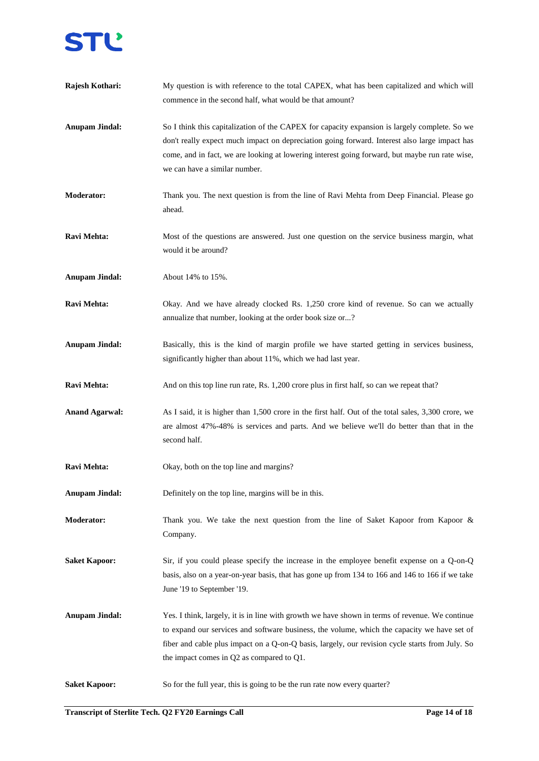**Rajesh Kothari:** My question is with reference to the total CAPEX, what has been capitalized and which will commence in the second half, what would be that amount?

**Anupam Jindal:** So I think this capitalization of the CAPEX for capacity expansion is largely complete. So we don't really expect much impact on depreciation going forward. Interest also large impact has come, and in fact, we are looking at lowering interest going forward, but maybe run rate wise, we can have a similar number.

**Moderator:** Thank you. The next question is from the line of Ravi Mehta from Deep Financial. Please go ahead.

**Ravi Mehta:** Most of the questions are answered. Just one question on the service business margin, what would it be around?

**Anupam Jindal:** About 14% to 15%.

**Ravi Mehta:** Okay. And we have already clocked Rs. 1,250 crore kind of revenue. So can we actually annualize that number, looking at the order book size or...?

**Anupam Jindal:** Basically, this is the kind of margin profile we have started getting in services business, significantly higher than about 11%, which we had last year.

**Ravi Mehta:** And on this top line run rate, Rs. 1,200 crore plus in first half, so can we repeat that?

**Anand Agarwal:** As I said, it is higher than 1,500 crore in the first half. Out of the total sales, 3,300 crore, we are almost 47%-48% is services and parts. And we believe we'll do better than that in the second half.

**Ravi Mehta:** Okay, both on the top line and margins?

**Anupam Jindal:** Definitely on the top line, margins will be in this.

**Moderator:** Thank you. We take the next question from the line of Saket Kapoor from Kapoor & Company.

**Saket Kapoor:** Sir, if you could please specify the increase in the employee benefit expense on a Q-on-Q basis, also on a year-on-year basis, that has gone up from 134 to 166 and 146 to 166 if we take June '19 to September '19.

**Anupam Jindal:** Yes. I think, largely, it is in line with growth we have shown in terms of revenue. We continue to expand our services and software business, the volume, which the capacity we have set of fiber and cable plus impact on a Q-on-Q basis, largely, our revision cycle starts from July. So the impact comes in Q2 as compared to Q1.

**Saket Kapoor:** So for the full year, this is going to be the run rate now every quarter?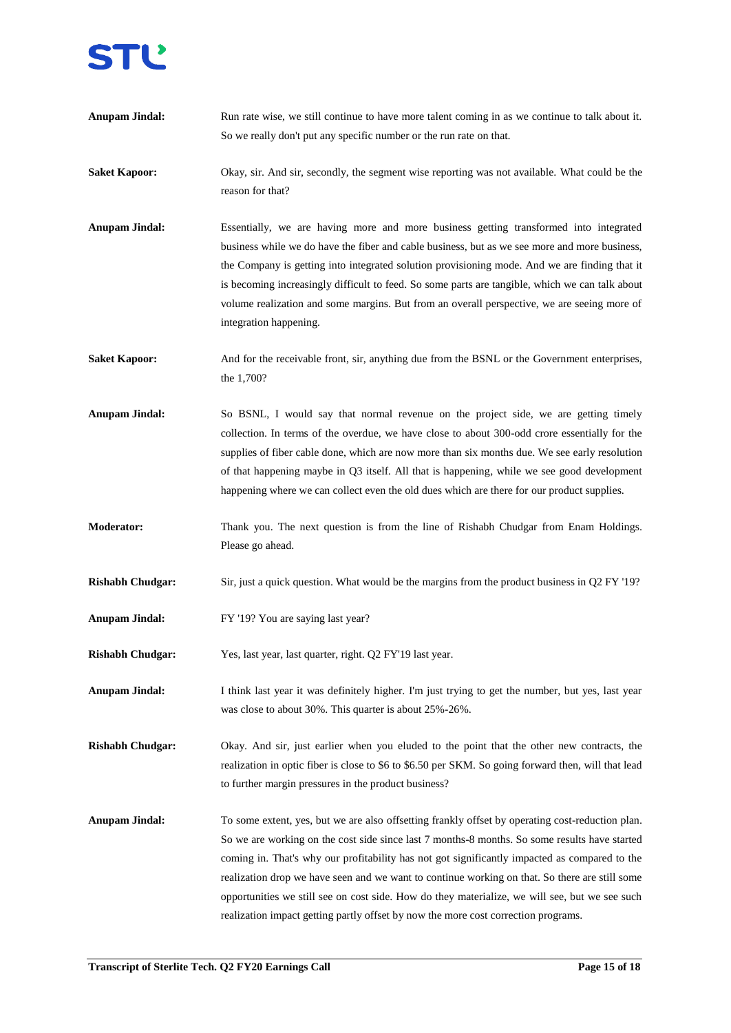**Anupam Jindal:** Run rate wise, we still continue to have more talent coming in as we continue to talk about it. So we really don't put any specific number or the run rate on that.

**Saket Kapoor:** Okay, sir. And sir, secondly, the segment wise reporting was not available. What could be the reason for that?

**Anupam Jindal:** Essentially, we are having more and more business getting transformed into integrated business while we do have the fiber and cable business, but as we see more and more business, the Company is getting into integrated solution provisioning mode. And we are finding that it is becoming increasingly difficult to feed. So some parts are tangible, which we can talk about volume realization and some margins. But from an overall perspective, we are seeing more of integration happening.

**Saket Kapoor:** And for the receivable front, sir, anything due from the BSNL or the Government enterprises, the 1,700?

**Anupam Jindal:** So BSNL, I would say that normal revenue on the project side, we are getting timely collection. In terms of the overdue, we have close to about 300-odd crore essentially for the supplies of fiber cable done, which are now more than six months due. We see early resolution of that happening maybe in Q3 itself. All that is happening, while we see good development happening where we can collect even the old dues which are there for our product supplies.

**Moderator:** Thank you. The next question is from the line of Rishabh Chudgar from Enam Holdings. Please go ahead.

**Rishabh Chudgar:** Sir, just a quick question. What would be the margins from the product business in Q2 FY '19?

**Anupam Jindal:** FY '19? You are saying last year?

**Rishabh Chudgar:** Yes, last year, last quarter, right. Q2 FY'19 last year.

**Anupam Jindal:** I think last year it was definitely higher. I'm just trying to get the number, but yes, last year was close to about 30%. This quarter is about 25%-26%.

**Rishabh Chudgar:** Okay. And sir, just earlier when you eluded to the point that the other new contracts, the realization in optic fiber is close to $6 to $6.50 per SKM. So going forward then, will that lead to further margin pressures in the product business?

**Anupam Jindal:** To some extent, yes, but we are also offsetting frankly offset by operating cost-reduction plan. So we are working on the cost side since last 7 months-8 months. So some results have started coming in. That's why our profitability has not got significantly impacted as compared to the realization drop we have seen and we want to continue working on that. So there are still some opportunities we still see on cost side. How do they materialize, we will see, but we see such realization impact getting partly offset by now the more cost correction programs.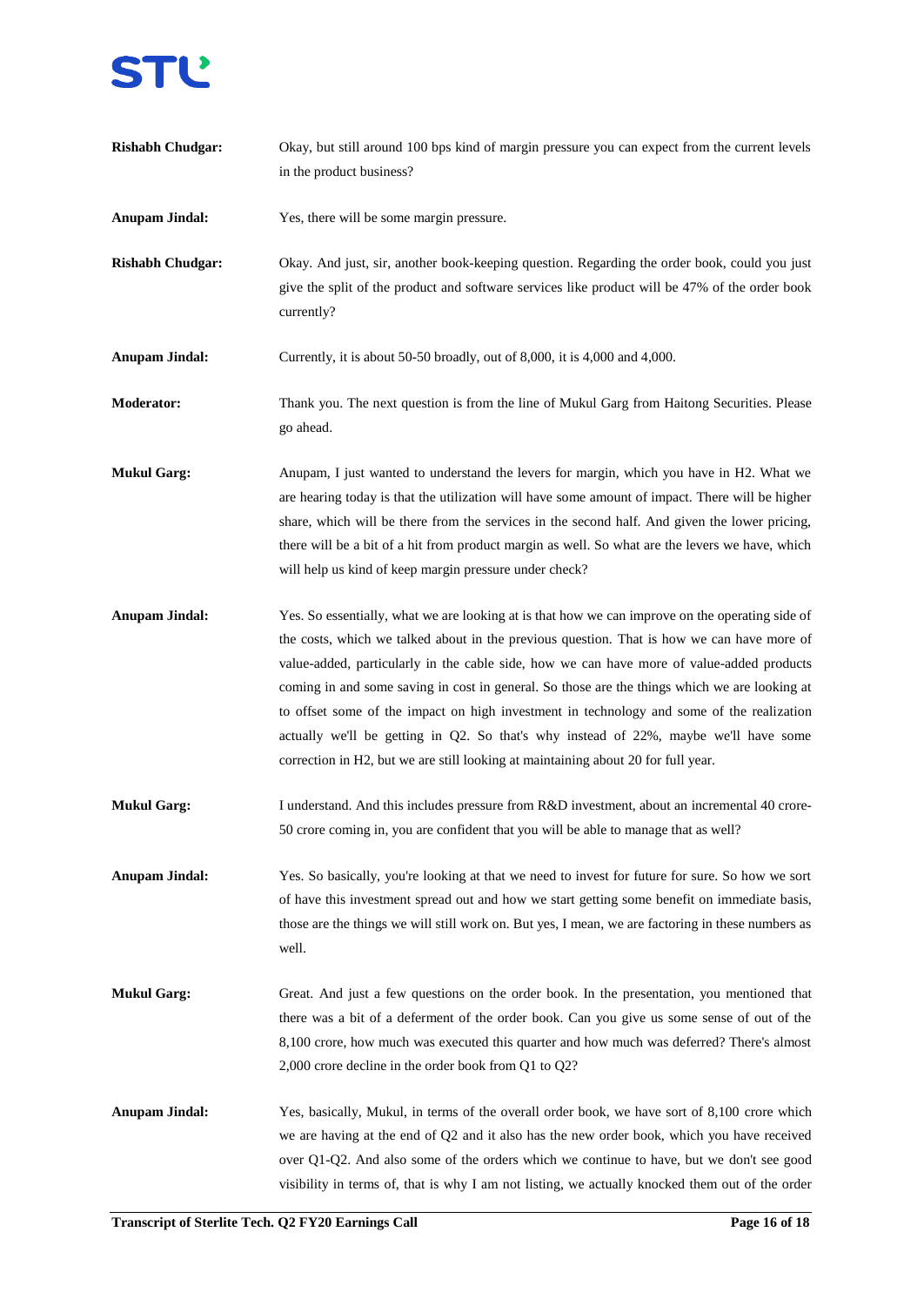**Rishabh Chudgar:** Okay, but still around 100 bps kind of margin pressure you can expect from the current levels in the product business?

**Anupam Jindal:** Yes, there will be some margin pressure.

**Rishabh Chudgar:** Okay. And just, sir, another book-keeping question. Regarding the order book, could you just give the split of the product and software services like product will be 47% of the order book currently?

**Anupam Jindal:** Currently, it is about 50-50 broadly, out of 8,000, it is 4,000 and 4,000.

**Moderator:** Thank you. The next question is from the line of Mukul Garg from Haitong Securities. Please go ahead.

**Mukul Garg:** Anupam, I just wanted to understand the levers for margin, which you have in H2. What we are hearing today is that the utilization will have some amount of impact. There will be higher share, which will be there from the services in the second half. And given the lower pricing, there will be a bit of a hit from product margin as well. So what are the levers we have, which will help us kind of keep margin pressure under check?

**Anupam Jindal:** Yes. So essentially, what we are looking at is that how we can improve on the operating side of the costs, which we talked about in the previous question. That is how we can have more of value-added, particularly in the cable side, how we can have more of value-added products coming in and some saving in cost in general. So those are the things which we are looking at to offset some of the impact on high investment in technology and some of the realization actually we'll be getting in Q2. So that's why instead of 22%, maybe we'll have some correction in H2, but we are still looking at maintaining about 20 for full year.

**Mukul Garg:** I understand. And this includes pressure from R&D investment, about an incremental 40 crore-50 crore coming in, you are confident that you will be able to manage that as well?

**Anupam Jindal:** Yes. So basically, you're looking at that we need to invest for future for sure. So how we sort of have this investment spread out and how we start getting some benefit on immediate basis, those are the things we will still work on. But yes, I mean, we are factoring in these numbers as well.

**Mukul Garg:** Great. And just a few questions on the order book. In the presentation, you mentioned that there was a bit of a deferment of the order book. Can you give us some sense of out of the 8,100 crore, how much was executed this quarter and how much was deferred? There's almost 2,000 crore decline in the order book from Q1 to Q2?

**Anupam Jindal:** Yes, basically, Mukul, in terms of the overall order book, we have sort of 8,100 crore which we are having at the end of Q2 and it also has the new order book, which you have received over Q1-Q2. And also some of the orders which we continue to have, but we don't see good visibility in terms of, that is why I am not listing, we actually knocked them out of the order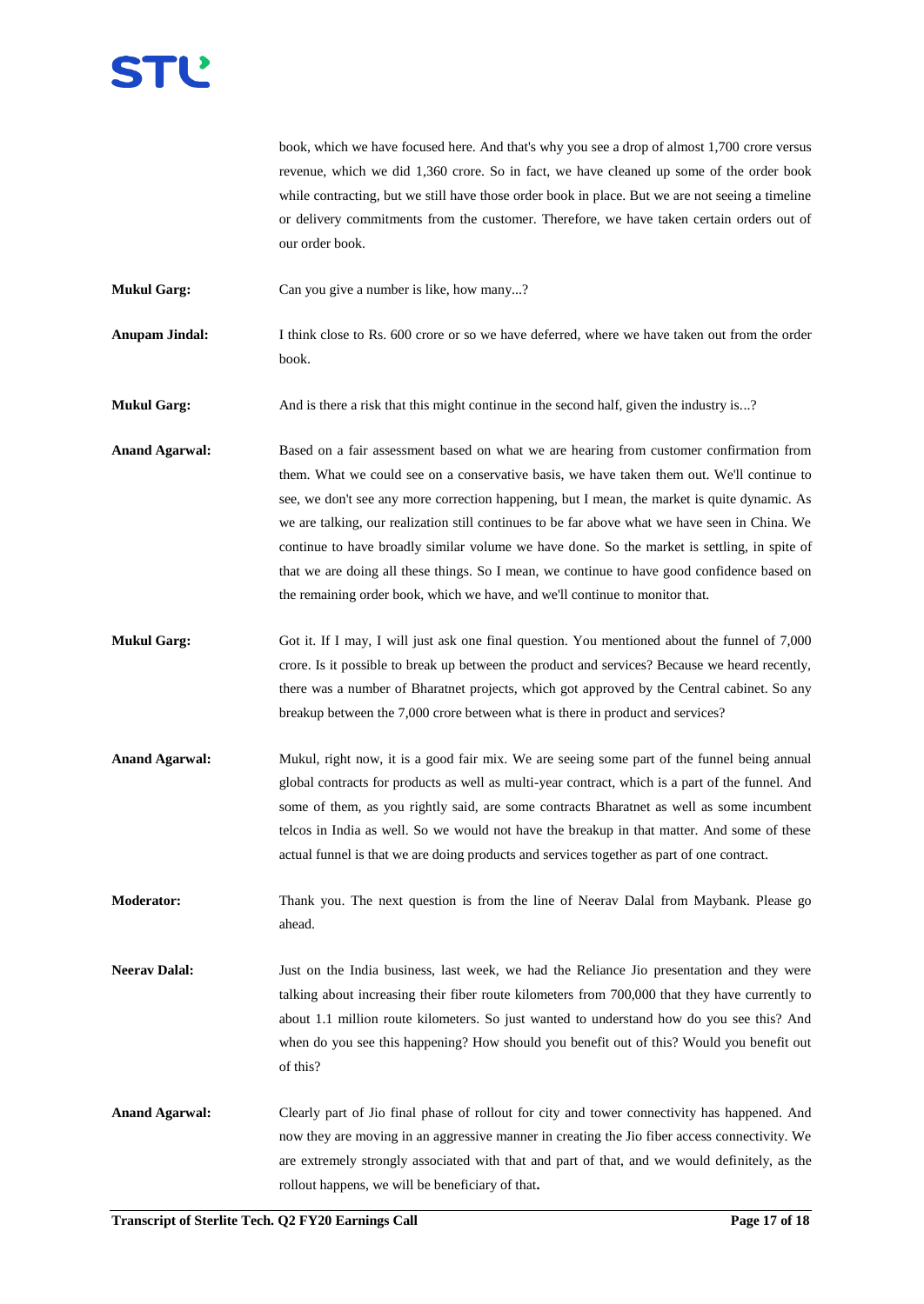book, which we have focused here. And that's why you see a drop of almost 1,700 crore versus revenue, which we did 1,360 crore. So in fact, we have cleaned up some of the order book while contracting, but we still have those order book in place. But we are not seeing a timeline or delivery commitments from the customer. Therefore, we have taken certain orders out of our order book.

**Mukul Garg:** Can you give a number is like, how many...?

**Anupam Jindal:** I think close to Rs. 600 crore or so we have deferred, where we have taken out from the order book.

**Mukul Garg:** And is there a risk that this might continue in the second half, given the industry is...?

**Anand Agarwal:** Based on a fair assessment based on what we are hearing from customer confirmation from them. What we could see on a conservative basis, we have taken them out. We'll continue to see, we don't see any more correction happening, but I mean, the market is quite dynamic. As we are talking, our realization still continues to be far above what we have seen in China. We continue to have broadly similar volume we have done. So the market is settling, in spite of that we are doing all these things. So I mean, we continue to have good confidence based on the remaining order book, which we have, and we'll continue to monitor that.

**Mukul Garg:** Got it. If I may, I will just ask one final question. You mentioned about the funnel of 7,000 crore. Is it possible to break up between the product and services? Because we heard recently, there was a number of Bharatnet projects, which got approved by the Central cabinet. So any breakup between the 7,000 crore between what is there in product and services?

**Anand Agarwal:** Mukul, right now, it is a good fair mix. We are seeing some part of the funnel being annual global contracts for products as well as multi-year contract, which is a part of the funnel. And some of them, as you rightly said, are some contracts Bharatnet as well as some incumbent telcos in India as well. So we would not have the breakup in that matter. And some of these actual funnel is that we are doing products and services together as part of one contract.

**Moderator:** Thank you. The next question is from the line of Neerav Dalal from Maybank. Please go ahead.

**Neerav Dalal:** Just on the India business, last week, we had the Reliance Jio presentation and they were talking about increasing their fiber route kilometers from 700,000 that they have currently to about 1.1 million route kilometers. So just wanted to understand how do you see this? And when do you see this happening? How should you benefit out of this? Would you benefit out of this?

**Anand Agarwal:** Clearly part of Jio final phase of rollout for city and tower connectivity has happened. And now they are moving in an aggressive manner in creating the Jio fiber access connectivity. We are extremely strongly associated with that and part of that, and we would definitely, as the rollout happens, we will be beneficiary of that.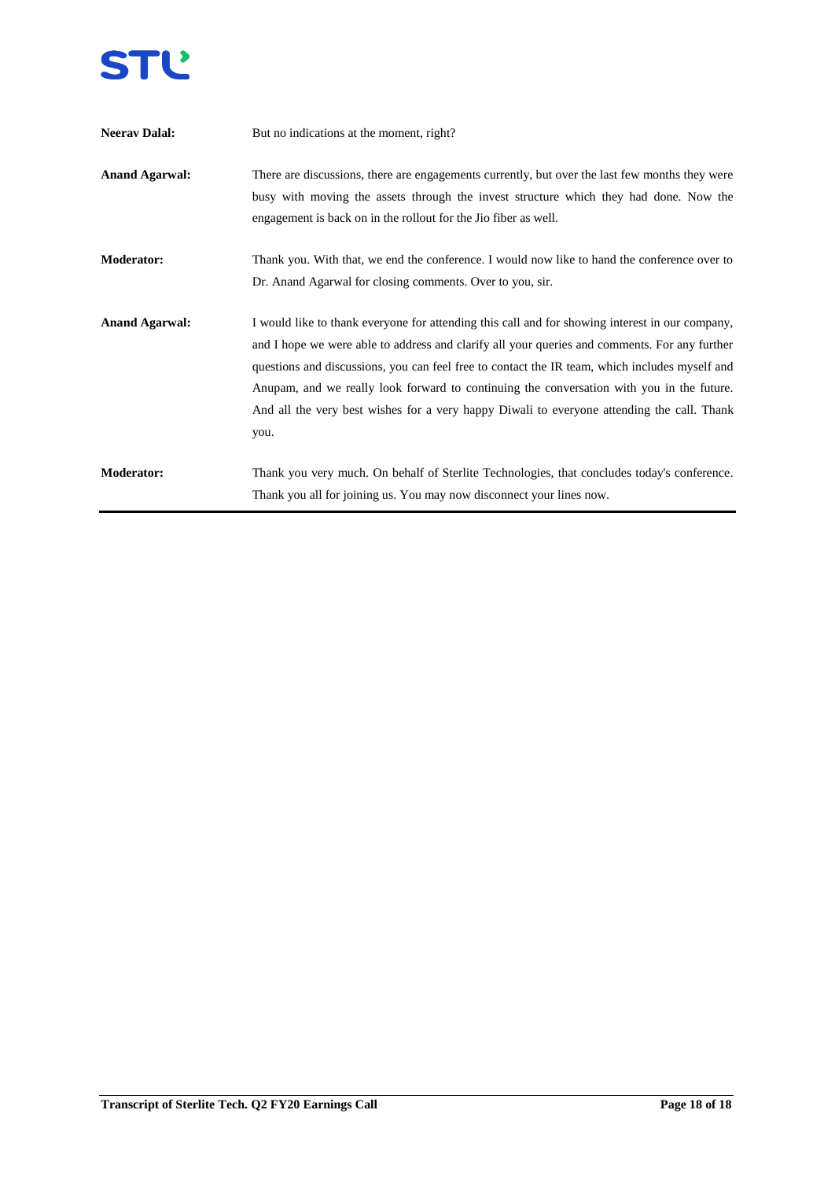**Neerav Dalal:** But no indications at the moment, right?

**Anand Agarwal:** There are discussions, there are engagements currently, but over the last few months they were busy with moving the assets through the invest structure which they had done. Now the engagement is back on in the rollout for the Jio fiber as well.

**Moderator:** Thank you. With that, we end the conference. I would now like to hand the conference over to Dr. Anand Agarwal for closing comments. Over to you, sir.

**Anand Agarwal:** I would like to thank everyone for attending this call and for showing interest in our company, and I hope we were able to address and clarify all your queries and comments. For any further questions and discussions, you can feel free to contact the IR team, which includes myself and Anupam, and we really look forward to continuing the conversation with you in the future. And all the very best wishes for a very happy Diwali to everyone attending the call. Thank you.

**Moderator:** Thank you very much. On behalf of Sterlite Technologies, that concludes today's conference. Thank you all for joining us. You may now disconnect your lines now.